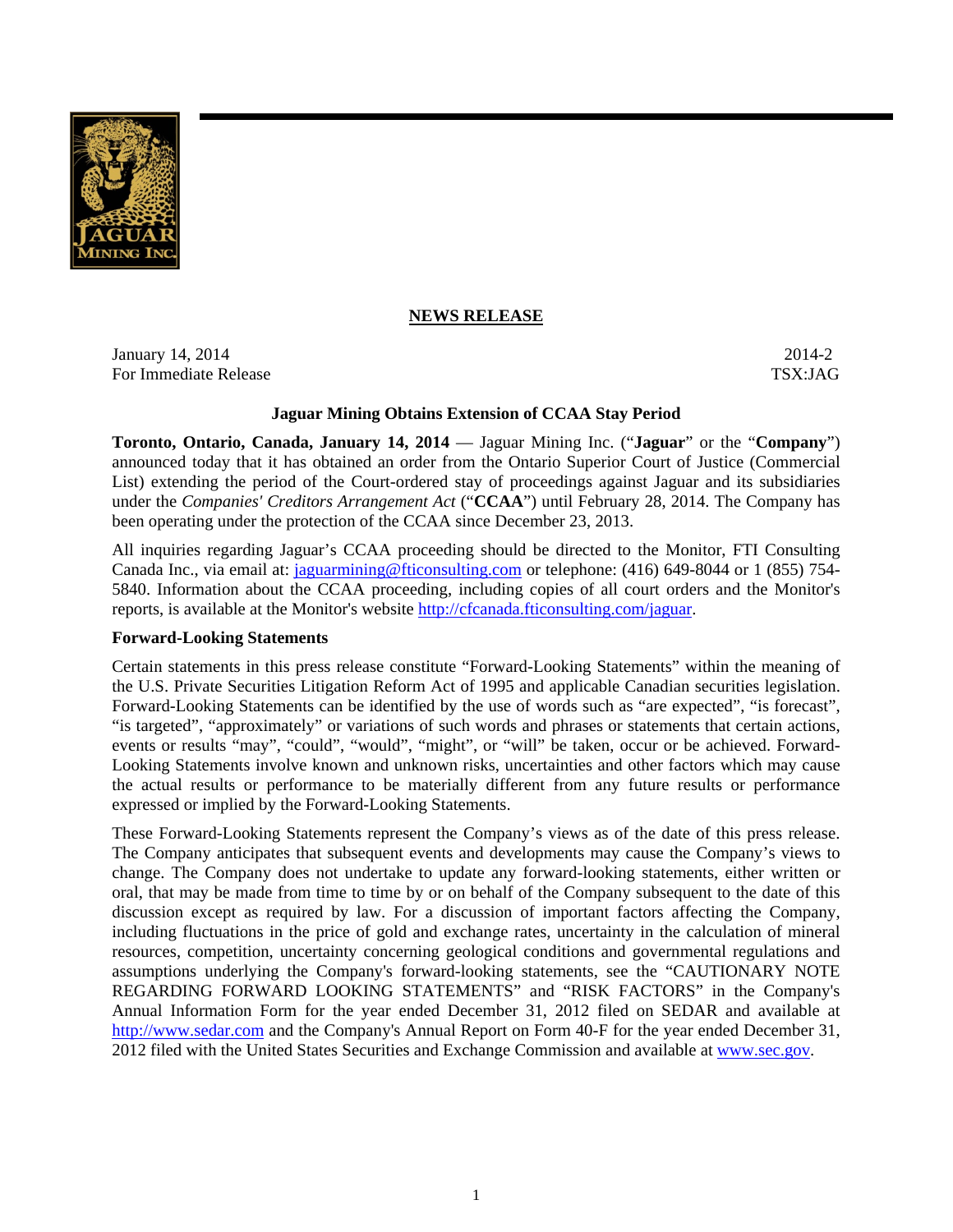**NEWS RELEASE**

January 14, 2014 2014-2
For Immediate Release TSX:JAG

## Jaguar Mining Obtains Extension of CCAA Stay Period

**Toronto, Ontario, Canada, January 14, 2014** — Jaguar Mining Inc. ("**Jaguar**" or the "**Company**") announced today that it has obtained an order from the Ontario Superior Court of Justice (Commercial List) extending the period of the Court-ordered stay of proceedings against Jaguar and its subsidiaries under the *Companies' Creditors Arrangement Act* ("**CCAA**") until February 28, 2014. The Company has been operating under the protection of the CCAA since December 23, 2013.

All inquiries regarding Jaguar's CCAA proceeding should be directed to the Monitor, FTI Consulting Canada Inc., via email at: jaguarmining@fticonsulting.com or telephone: (416) 649-8044 or 1 (855) 754-5840. Information about the CCAA proceeding, including copies of all court orders and the Monitor's reports, is available at the Monitor's website http://cfcanada.fticonsulting.com/jaguar.

### Forward-Looking Statements

Certain statements in this press release constitute "Forward-Looking Statements" within the meaning of the U.S. Private Securities Litigation Reform Act of 1995 and applicable Canadian securities legislation. Forward-Looking Statements can be identified by the use of words such as "are expected", "is forecast", "is targeted", "approximately" or variations of such words and phrases or statements that certain actions, events or results "may", "could", "would", "might", or "will" be taken, occur or be achieved. Forward-Looking Statements involve known and unknown risks, uncertainties and other factors which may cause the actual results or performance to be materially different from any future results or performance expressed or implied by the Forward-Looking Statements.

These Forward-Looking Statements represent the Company's views as of the date of this press release. The Company anticipates that subsequent events and developments may cause the Company's views to change. The Company does not undertake to update any forward-looking statements, either written or oral, that may be made from time to time by or on behalf of the Company subsequent to the date of this discussion except as required by law. For a discussion of important factors affecting the Company, including fluctuations in the price of gold and exchange rates, uncertainty in the calculation of mineral resources, competition, uncertainty concerning geological conditions and governmental regulations and assumptions underlying the Company's forward-looking statements, see the "CAUTIONARY NOTE REGARDING FORWARD LOOKING STATEMENTS" and "RISK FACTORS" in the Company's Annual Information Form for the year ended December 31, 2012 filed on SEDAR and available at http://www.sedar.com and the Company's Annual Report on Form 40-F for the year ended December 31, 2012 filed with the United States Securities and Exchange Commission and available at www.sec.gov.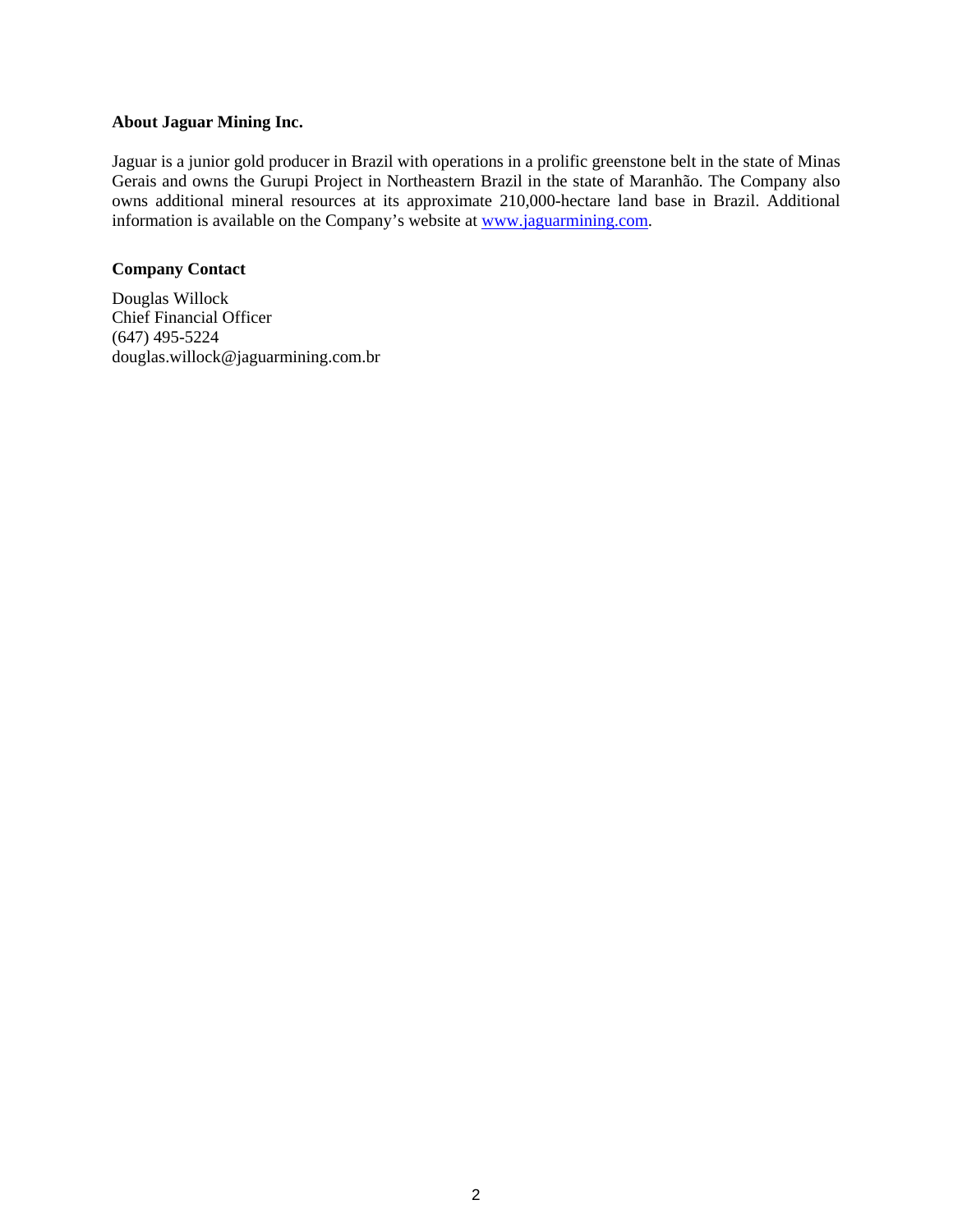**About Jaguar Mining Inc.**

Jaguar is a junior gold producer in Brazil with operations in a prolific greenstone belt in the state of Minas Gerais and owns the Gurupi Project in Northeastern Brazil in the state of Maranhão. The Company also owns additional mineral resources at its approximate 210,000-hectare land base in Brazil. Additional information is available on the Company's website at www.jaguarmining.com.

**Company Contact**

Douglas Willock
Chief Financial Officer
(647) 495-5224
douglas.willock@jaguarmining.com.br